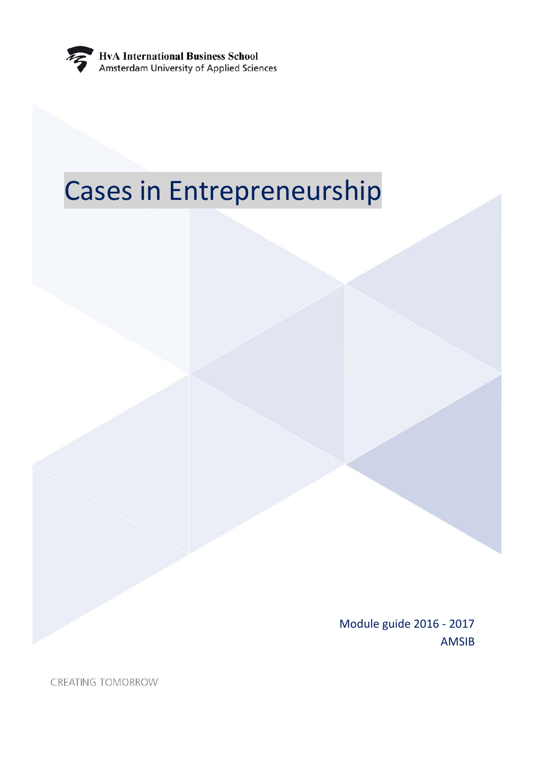HvA International Business School
Amsterdam University of Applied Sciences

# Cases in Entrepreneurship

Module guide 2016 - 2017
AMSIB

CREATING TOMORROW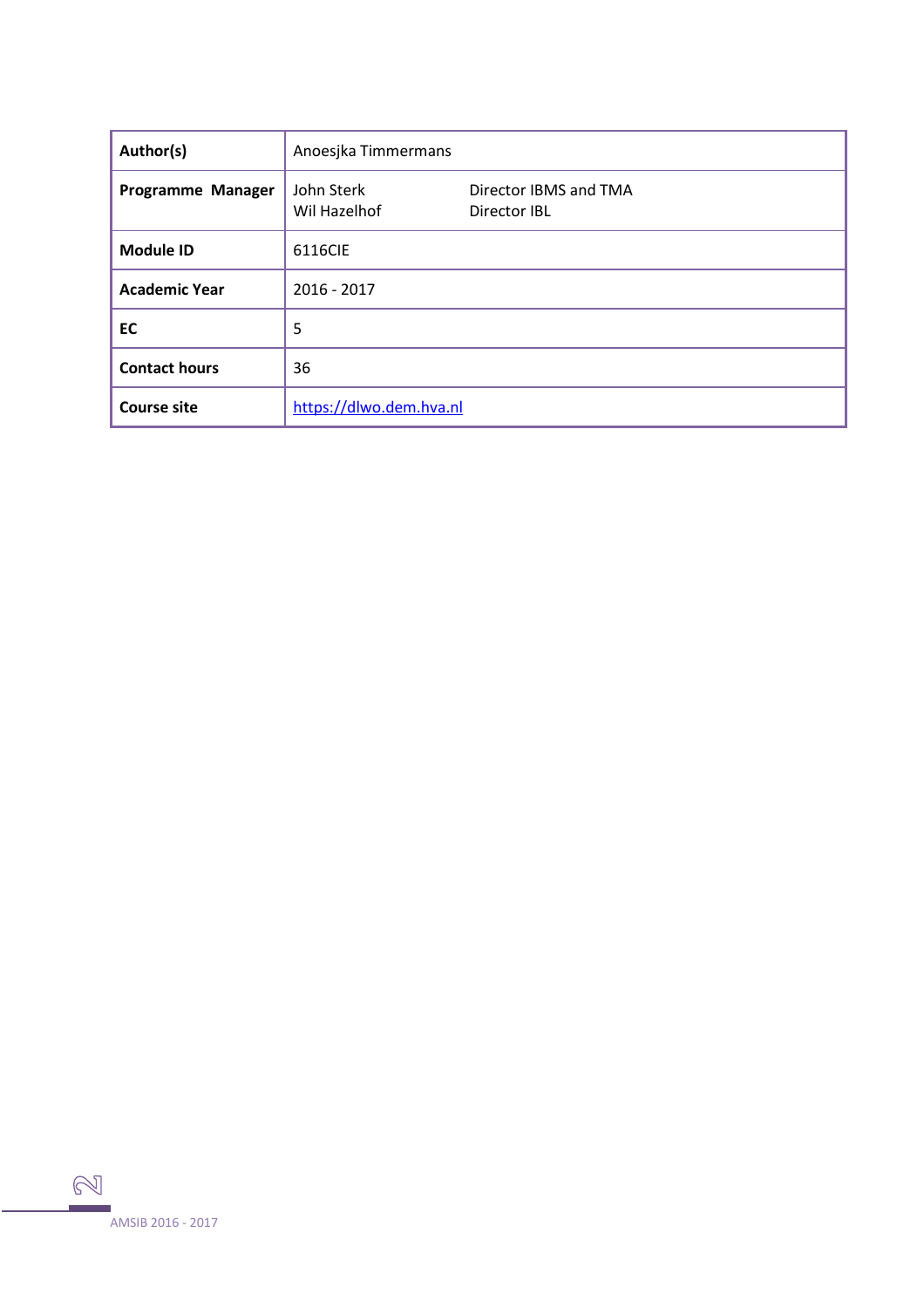| Author(s) | Anoesjka Timmermans | |
|---|---|---|
| **Programme Manager** | John Sterk<br>Wil Hazelhof | Director IBMS and TMA<br>Director IBL |
| **Module ID** | 6116CIE | |
| **Academic Year** | 2016 - 2017 | |
| **EC** | 5 | |
| **Contact hours** | 36 | |
| **Course site** | https://dlwo.dem.hva.nl | |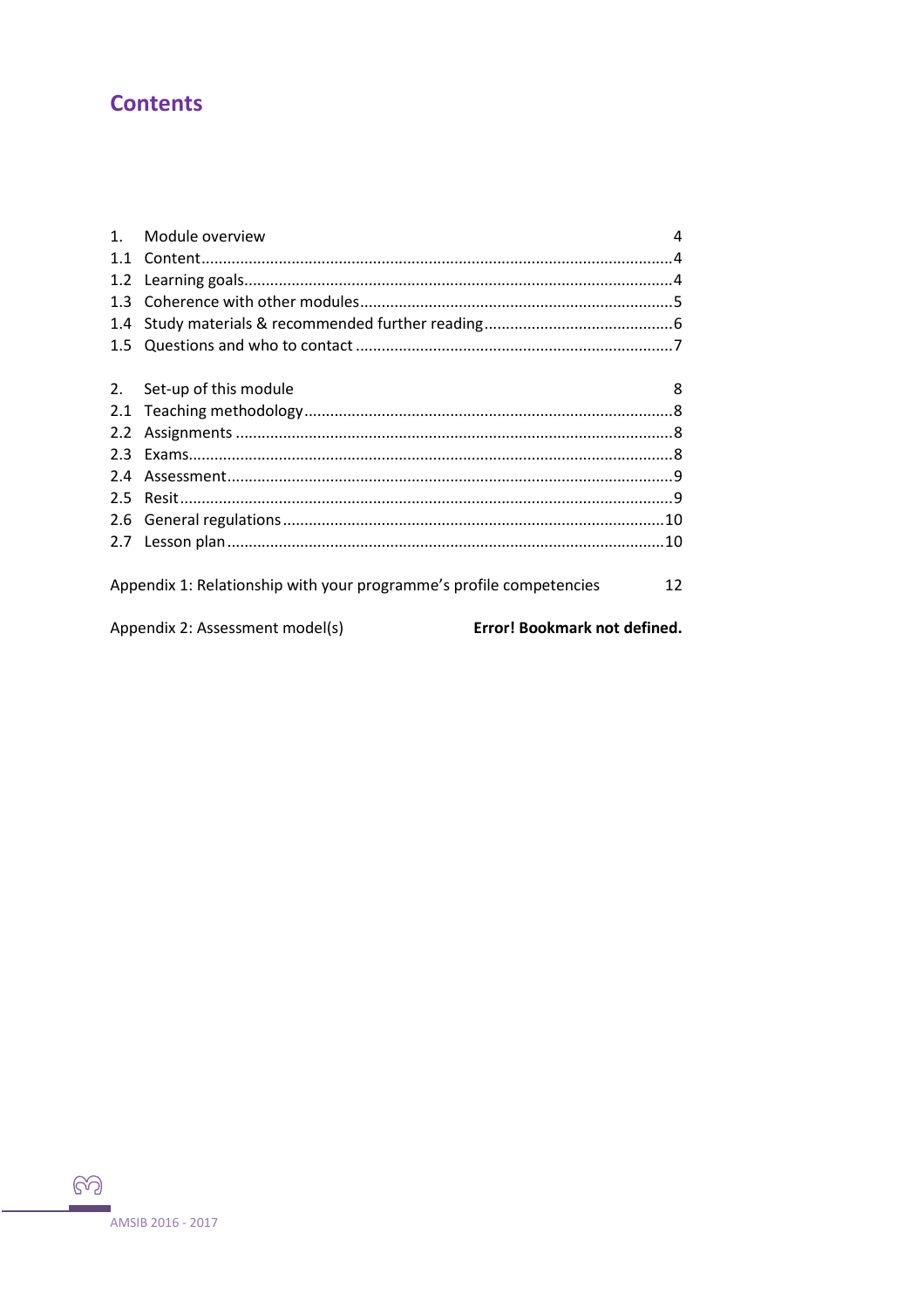# Contents

1. Module overview 4
   - 1.1 Content....4
   - 1.2 Learning goals....4
   - 1.3 Coherence with other modules....5
   - 1.4 Study materials & recommended further reading....6
   - 1.5 Questions and who to contact....7

2. Set-up of this module 8
   - 2.1 Teaching methodology....8
   - 2.2 Assignments....8
   - 2.3 Exams....8
   - 2.4 Assessment....9
   - 2.5 Resit....9
   - 2.6 General regulations....10
   - 2.7 Lesson plan....10

Appendix 1: Relationship with your programme's profile competencies 12

Appendix 2: Assessment model(s) **Error! Bookmark not defined.**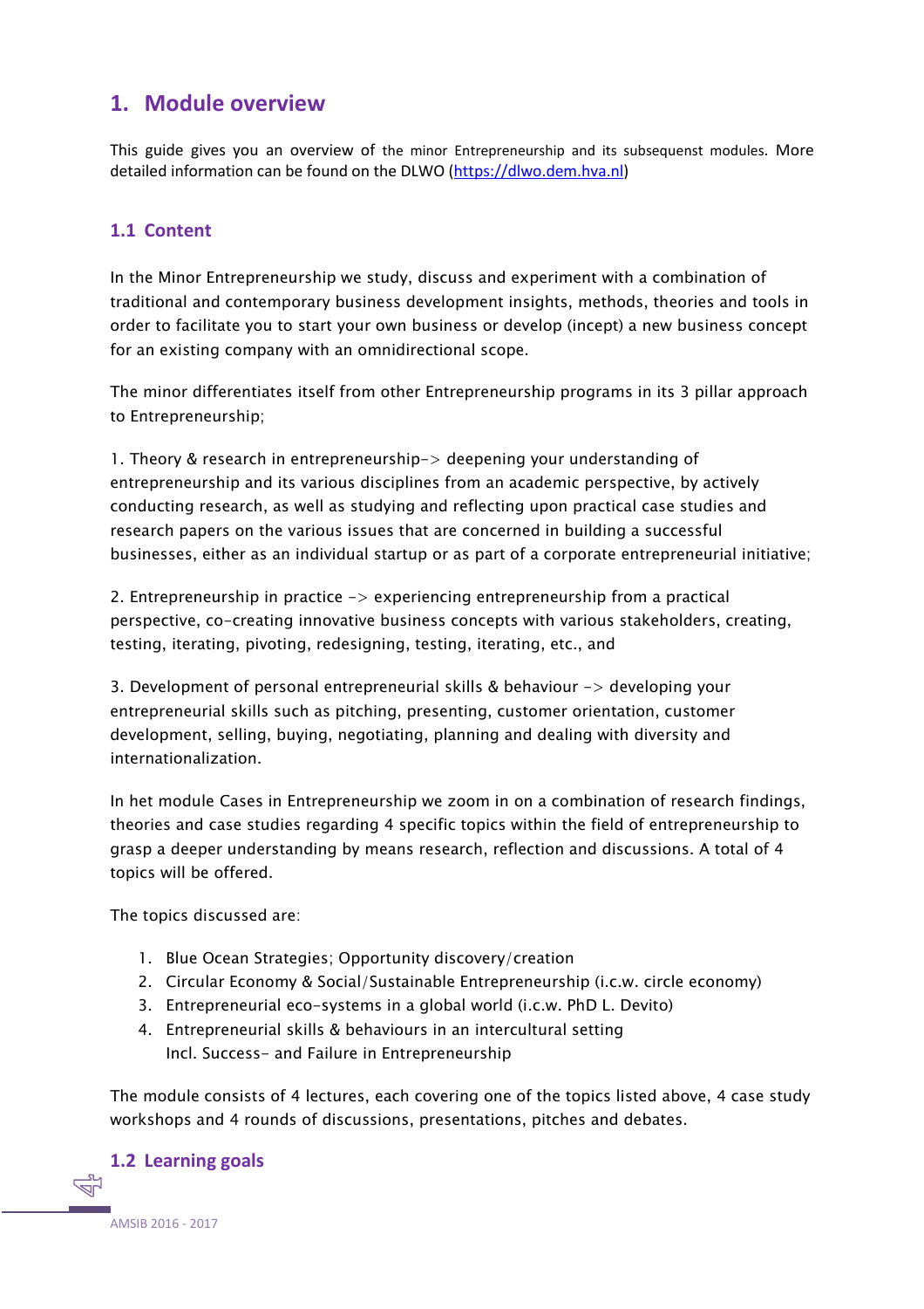# 1. Module overview

This guide gives you an overview of the minor Entrepreneurship and its subsequent modules. More detailed information can be found on the DLWO ([https://dlwo.dem.hva.nl](https://dlwo.dem.hva.nl))

## 1.1 Content

In the Minor Entrepreneurship we study, discuss and experiment with a combination of traditional and contemporary business development insights, methods, theories and tools in order to facilitate you to start your own business or develop (incept) a new business concept for an existing company with an omnidirectional scope.

The minor differentiates itself from other Entrepreneurship programs in its 3 pillar approach to Entrepreneurship;

1. Theory & research in entrepreneurship-> deepening your understanding of entrepreneurship and its various disciplines from an academic perspective, by actively conducting research, as well as studying and reflecting upon practical case studies and research papers on the various issues that are concerned in building a successful businesses, either as an individual startup or as part of a corporate entrepreneurial initiative;

2. Entrepreneurship in practice -> experiencing entrepreneurship from a practical perspective, co-creating innovative business concepts with various stakeholders, creating, testing, iterating, pivoting, redesigning, testing, iterating, etc., and

3. Development of personal entrepreneurial skills & behaviour -> developing your entrepreneurial skills such as pitching, presenting, customer orientation, customer development, selling, buying, negotiating, planning and dealing with diversity and internationalization.

In het module Cases in Entrepreneurship we zoom in on a combination of research findings, theories and case studies regarding 4 specific topics within the field of entrepreneurship to grasp a deeper understanding by means research, reflection and discussions. A total of 4 topics will be offered.

The topics discussed are:

1. Blue Ocean Strategies; Opportunity discovery/creation
2. Circular Economy & Social/Sustainable Entrepreneurship (i.c.w. circle economy)
3. Entrepreneurial eco-systems in a global world (i.c.w. PhD L. Devito)
4. Entrepreneurial skills & behaviours in an intercultural setting
   Incl. Success- and Failure in Entrepreneurship

The module consists of 4 lectures, each covering one of the topics listed above, 4 case study workshops and 4 rounds of discussions, presentations, pitches and debates.

## 1.2 Learning goals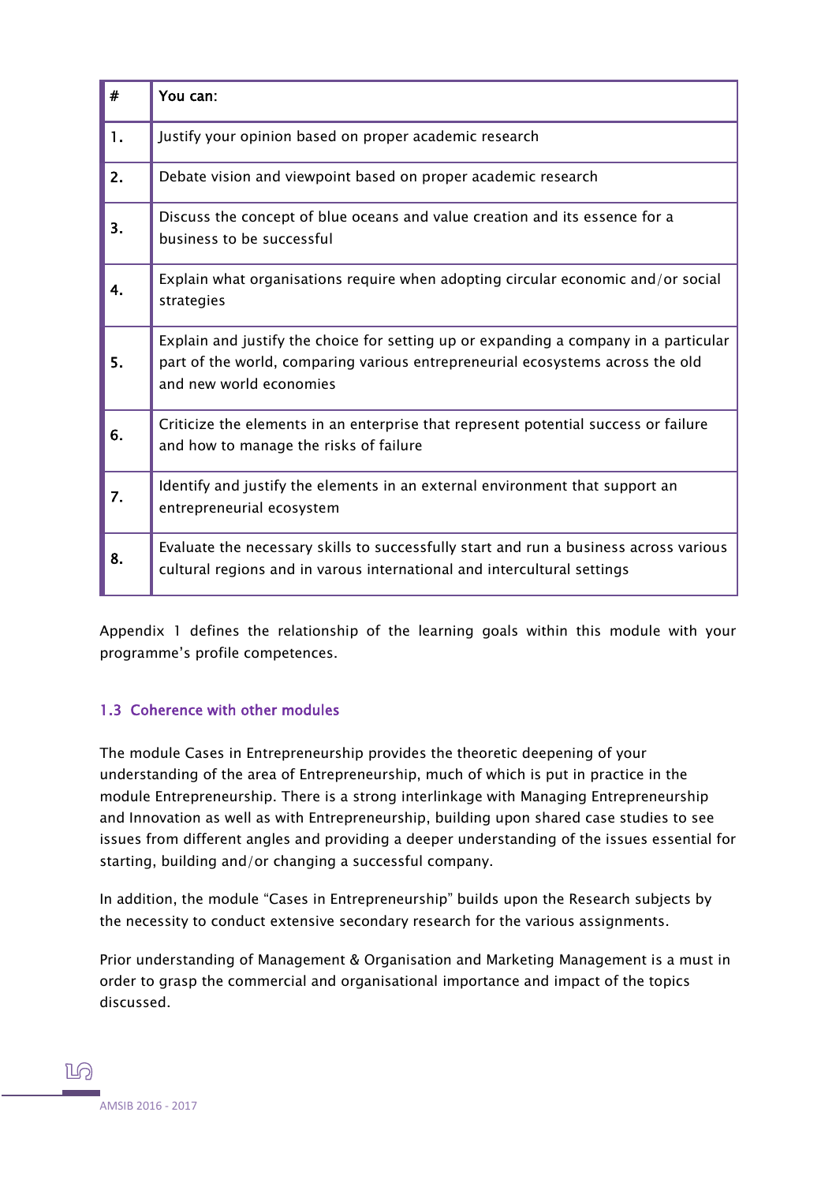| # | You can: |
|---|---|
| 1. | Justify your opinion based on proper academic research |
| 2. | Debate vision and viewpoint based on proper academic research |
| 3. | Discuss the concept of blue oceans and value creation and its essence for a business to be successful |
| 4. | Explain what organisations require when adopting circular economic and/or social strategies |
| 5. | Explain and justify the choice for setting up or expanding a company in a particular part of the world, comparing various entrepreneurial ecosystems across the old and new world economies |
| 6. | Criticize the elements in an enterprise that represent potential success or failure and how to manage the risks of failure |
| 7. | Identify and justify the elements in an external environment that support an entrepreneurial ecosystem |
| 8. | Evaluate the necessary skills to successfully start and run a business across various cultural regions and in varous international and intercultural settings |

Appendix 1 defines the relationship of the learning goals within this module with your programme's profile competences.

### 1.3 Coherence with other modules

The module Cases in Entrepreneurship provides the theoretic deepening of your understanding of the area of Entrepreneurship, much of which is put in practice in the module Entrepreneurship. There is a strong interlinkage with Managing Entrepreneurship and Innovation as well as with Entrepreneurship, building upon shared case studies to see issues from different angles and providing a deeper understanding of the issues essential for starting, building and/or changing a successful company.

In addition, the module "Cases in Entrepreneurship" builds upon the Research subjects by the necessity to conduct extensive secondary research for the various assignments.

Prior understanding of Management & Organisation and Marketing Management is a must in order to grasp the commercial and organisational importance and impact of the topics discussed.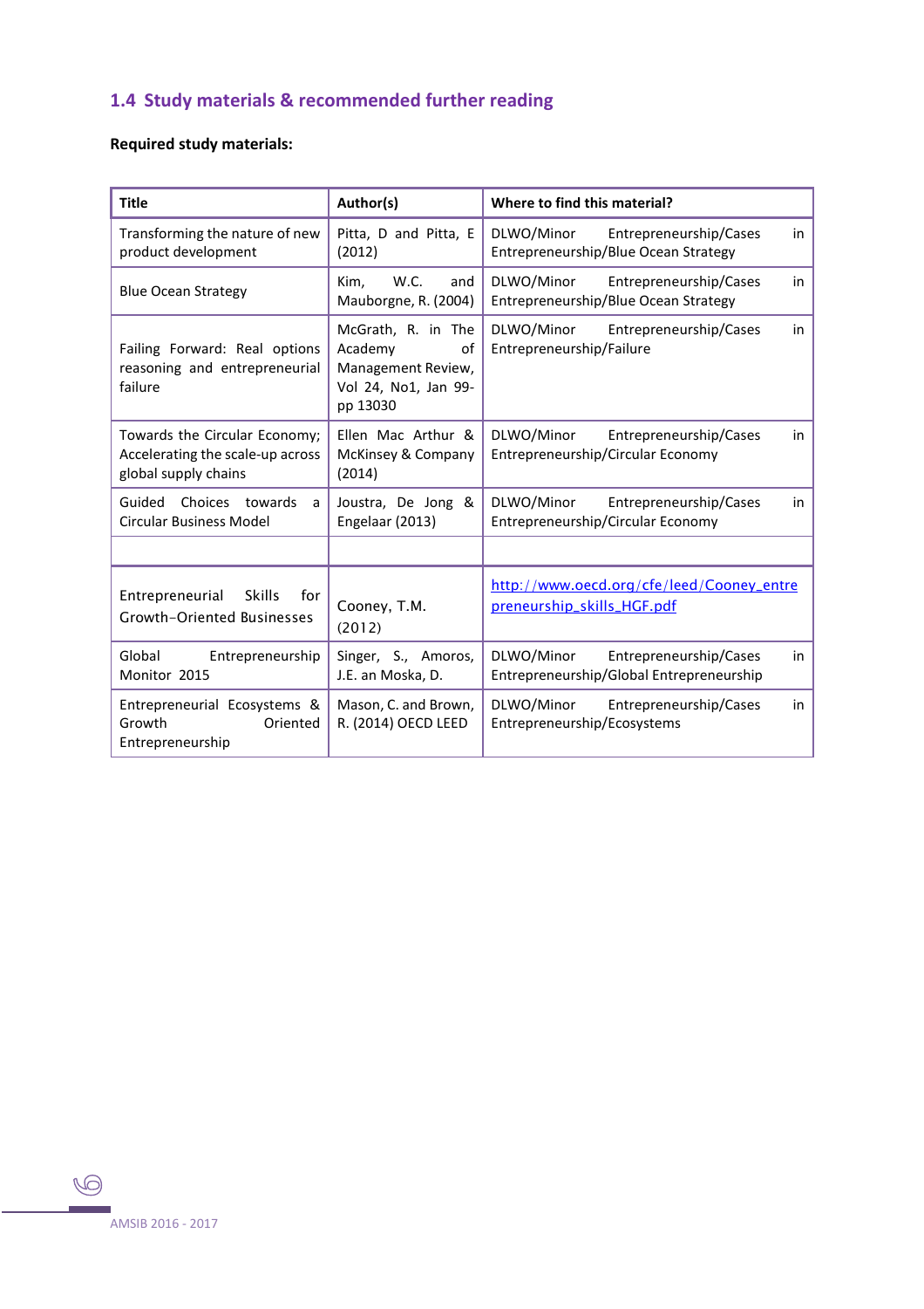## 1.4 Study materials & recommended further reading

**Required study materials:**

| Title | Author(s) | Where to find this material? |
| --- | --- | --- |
| Transforming the nature of new product development | Pitta, D and Pitta, E (2012) | DLWO/Minor Entrepreneurship/Cases in Entrepreneurship/Blue Ocean Strategy |
| Blue Ocean Strategy | Kim, W.C. and Mauborgne, R. (2004) | DLWO/Minor Entrepreneurship/Cases in Entrepreneurship/Blue Ocean Strategy |
| Failing Forward: Real options reasoning and entrepreneurial failure | McGrath, R. in The Academy of Management Review, Vol 24, No1, Jan 99-pp 13030 | DLWO/Minor Entrepreneurship/Cases in Entrepreneurship/Failure |
| Towards the Circular Economy; Accelerating the scale-up across global supply chains | Ellen Mac Arthur & McKinsey & Company (2014) | DLWO/Minor Entrepreneurship/Cases in Entrepreneurship/Circular Economy |
| Guided Choices towards a Circular Business Model | Joustra, De Jong & Engelaar (2013) | DLWO/Minor Entrepreneurship/Cases in Entrepreneurship/Circular Economy |
| | | |
| Entrepreneurial Skills for Growth-Oriented Businesses | Cooney, T.M. (2012) | http://www.oecd.org/cfe/leed/Cooney_entrepreneurship_skills_HGF.pdf |
| Global Entrepreneurship Monitor 2015 | Singer, S., Amoros, J.E. an Moska, D. | DLWO/Minor Entrepreneurship/Cases in Entrepreneurship/Global Entrepreneurship |
| Entrepreneurial Ecosystems & Growth Oriented Entrepreneurship | Mason, C. and Brown, R. (2014) OECD LEED | DLWO/Minor Entrepreneurship/Cases in Entrepreneurship/Ecosystems |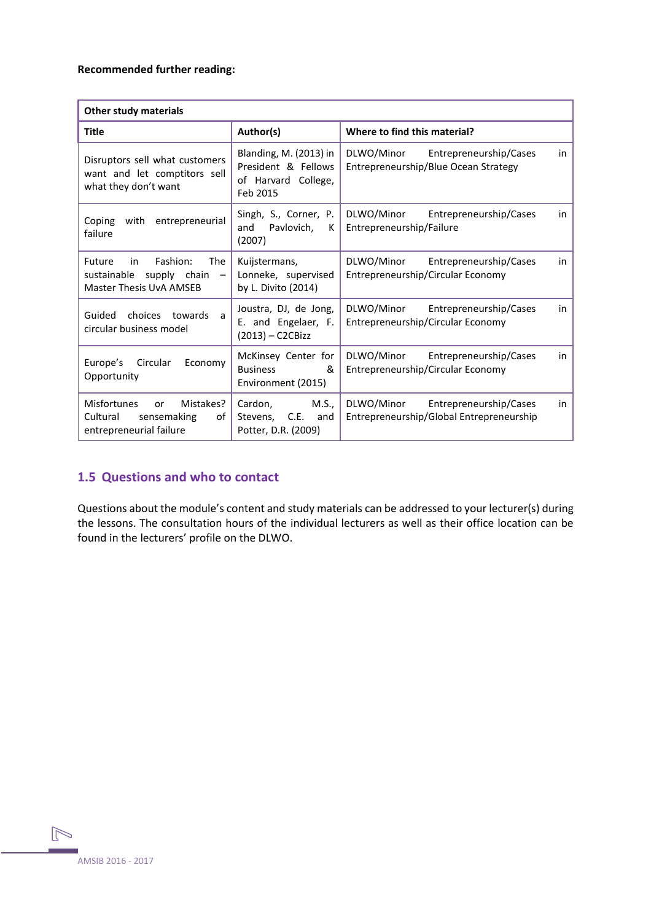**Recommended further reading:**

| Other study materials | | |
|---|---|---|
| **Title** | **Author(s)** | **Where to find this material?** |
| Disruptors sell what customers want and let comptitors sell what they don't want | Blanding, M. (2013) in President & Fellows of Harvard College, Feb 2015 | DLWO/Minor Entrepreneurship/Cases in Entrepreneurship/Blue Ocean Strategy |
| Coping with entrepreneurial failure | Singh, S., Corner, P. and Pavlovich, K (2007) | DLWO/Minor Entrepreneurship/Cases in Entrepreneurship/Failure |
| Future in Fashion: The sustainable supply chain – Master Thesis UvA AMSEB | Kuijstermans, Lonneke, supervised by L. Divito (2014) | DLWO/Minor Entrepreneurship/Cases in Entrepreneurship/Circular Economy |
| Guided choices towards a circular business model | Joustra, DJ, de Jong, E. and Engelaer, F. (2013) – C2CBizz | DLWO/Minor Entrepreneurship/Cases in Entrepreneurship/Circular Economy |
| Europe's Circular Economy Opportunity | McKinsey Center for Business & Environment (2015) | DLWO/Minor Entrepreneurship/Cases in Entrepreneurship/Circular Economy |
| Misfortunes or Mistakes? Cultural sensemaking of entrepreneurial failure | Cardon, M.S., Stevens, C.E. and Potter, D.R. (2009) | DLWO/Minor Entrepreneurship/Cases in Entrepreneurship/Global Entrepreneurship |

## 1.5 Questions and who to contact

Questions about the module's content and study materials can be addressed to your lecturer(s) during the lessons. The consultation hours of the individual lecturers as well as their office location can be found in the lecturers' profile on the DLWO.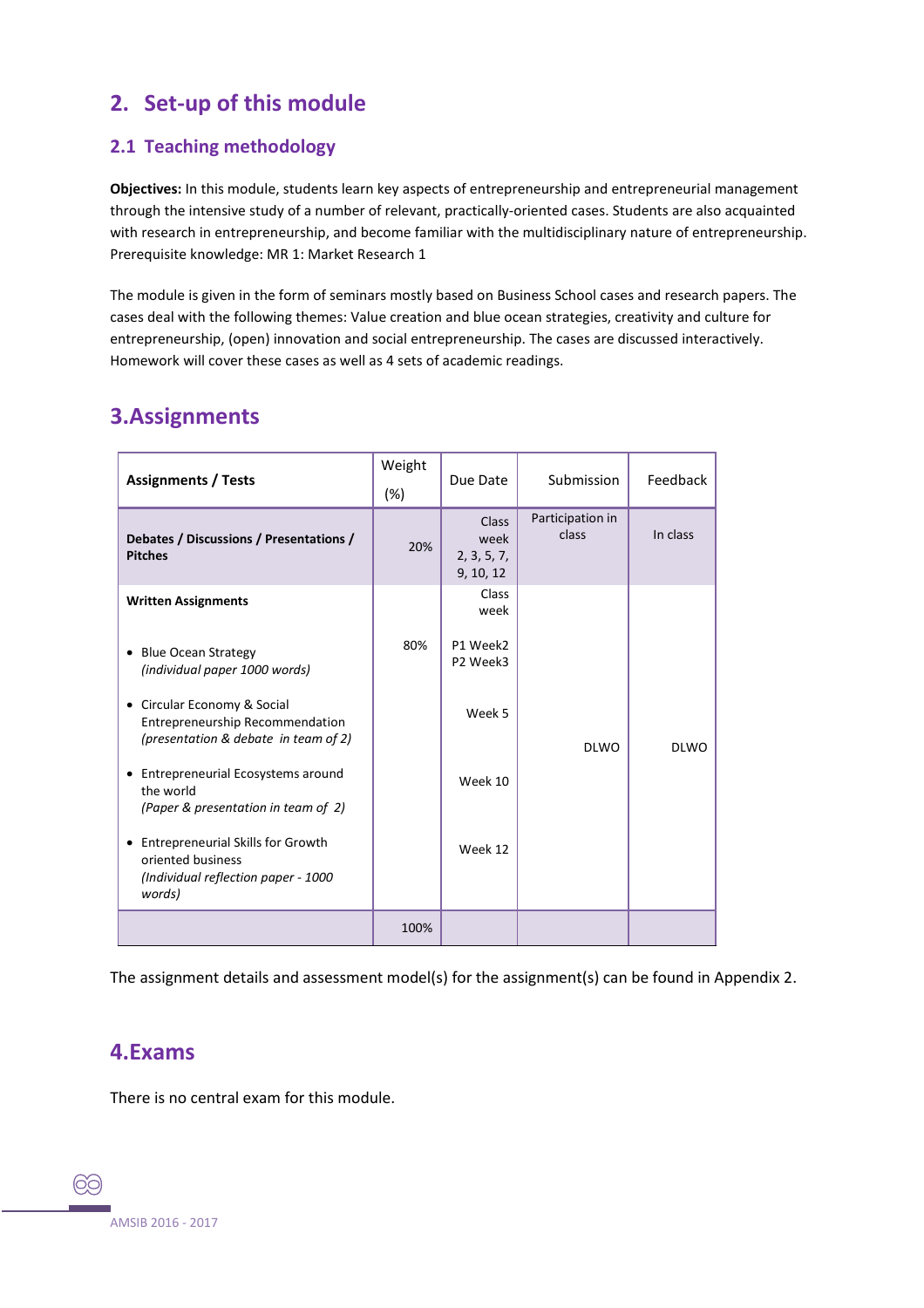## 2. Set-up of this module

### 2.1 Teaching methodology

**Objectives:** In this module, students learn key aspects of entrepreneurship and entrepreneurial management through the intensive study of a number of relevant, practically-oriented cases. Students are also acquainted with research in entrepreneurship, and become familiar with the multidisciplinary nature of entrepreneurship. Prerequisite knowledge: MR 1: Market Research 1

The module is given in the form of seminars mostly based on Business School cases and research papers. The cases deal with the following themes: Value creation and blue ocean strategies, creativity and culture for entrepreneurship, (open) innovation and social entrepreneurship. The cases are discussed interactively. Homework will cover these cases as well as 4 sets of academic readings.

## 3. Assignments

| Assignments / Tests | Weight (%) | Due Date | Submission | Feedback |
|---|---|---|---|---|
| **Debates / Discussions / Presentations / Pitches** | 20% | Class week 2, 3, 5, 7, 9, 10, 12 | Participation in class | In class |
| **Written Assignments** | | Class week | | |
| • Blue Ocean Strategy *(individual paper 1000 words)* | 80% | P1 Week2<br>P2 Week3 | DLWO | DLWO |
| • Circular Economy & Social Entrepreneurship Recommendation *(presentation & debate in team of 2)* | | Week 5 | | |
| • Entrepreneurial Ecosystems around the world *(Paper & presentation in team of 2)* | | Week 10 | | |
| • Entrepreneurial Skills for Growth oriented business *(Individual reflection paper - 1000 words)* | | Week 12 | | |
| | 100% | | | |

The assignment details and assessment model(s) for the assignment(s) can be found in Appendix 2.

## 4. Exams

There is no central exam for this module.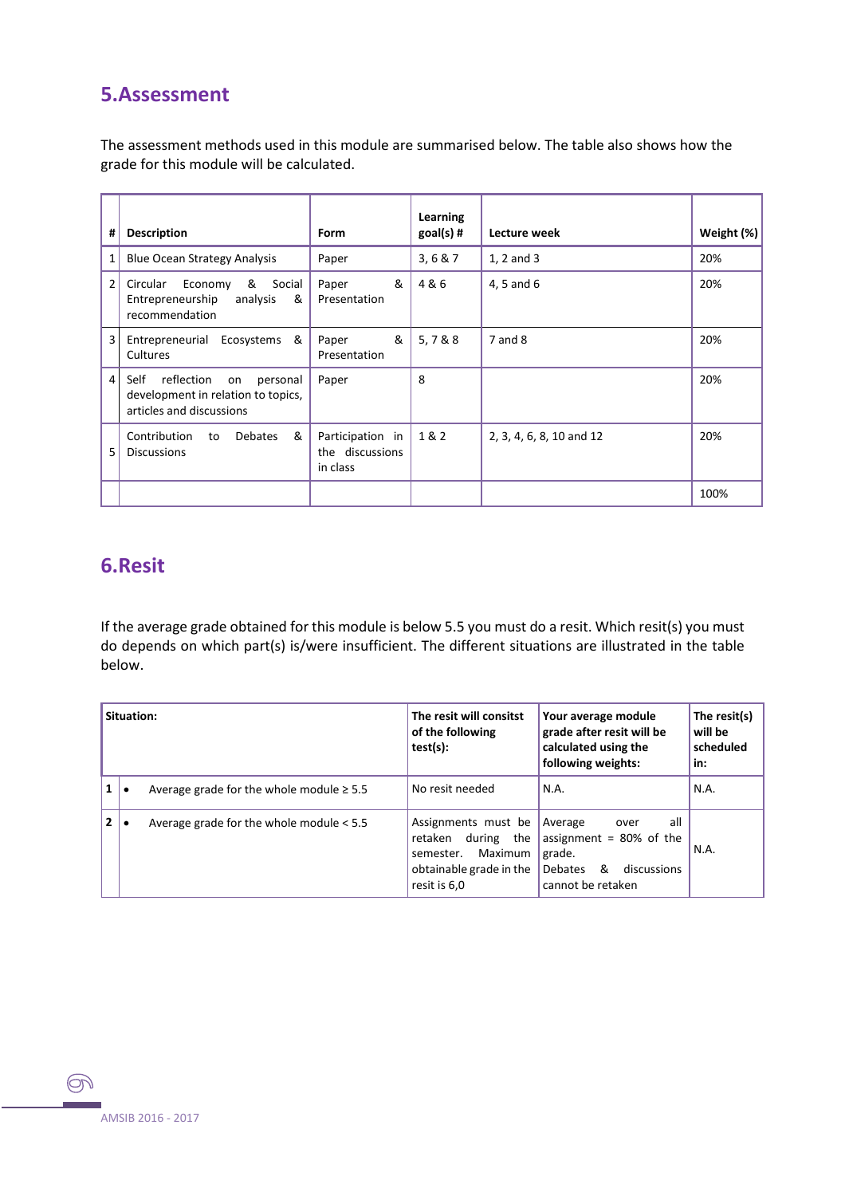## 5.Assessment

The assessment methods used in this module are summarised below. The table also shows how the grade for this module will be calculated.

| # | Description | Form | Learning goal(s) # | Lecture week | Weight (%) |
|---|---|---|---|---|---|
| 1 | Blue Ocean Strategy Analysis | Paper | 3, 6 & 7 | 1, 2 and 3 | 20% |
| 2 | Circular Economy & Social Entrepreneurship analysis & recommendation | Paper & Presentation | 4 & 6 | 4, 5 and 6 | 20% |
| 3 | Entrepreneurial Ecosystems & Cultures | Paper & Presentation | 5, 7 & 8 | 7 and 8 | 20% |
| 4 | Self reflection on personal development in relation to topics, articles and discussions | Paper | 8 | | 20% |
| 5 | Contribution to Debates & Discussions | Participation in the discussions in class | 1 & 2 | 2, 3, 4, 6, 8, 10 and 12 | 20% |
| | | | | | 100% |

## 6.Resit

If the average grade obtained for this module is below 5.5 you must do a resit. Which resit(s) you must do depends on which part(s) is/were insufficient. The different situations are illustrated in the table below.

| Situation: | | The resit will consist of the following test(s): | Your average module grade after resit will be calculated using the following weights: | The resit(s) will be scheduled in: |
|---|---|---|---|---|
| **1** | • Average grade for the whole module ≥ 5.5 | No resit needed | N.A. | N.A. |
| **2** | • Average grade for the whole module < 5.5 | Assignments must be retaken during the semester. Maximum obtainable grade in the resit is 6,0 | Average over all assignment = 80% of the grade. Debates & discussions cannot be retaken | N.A. |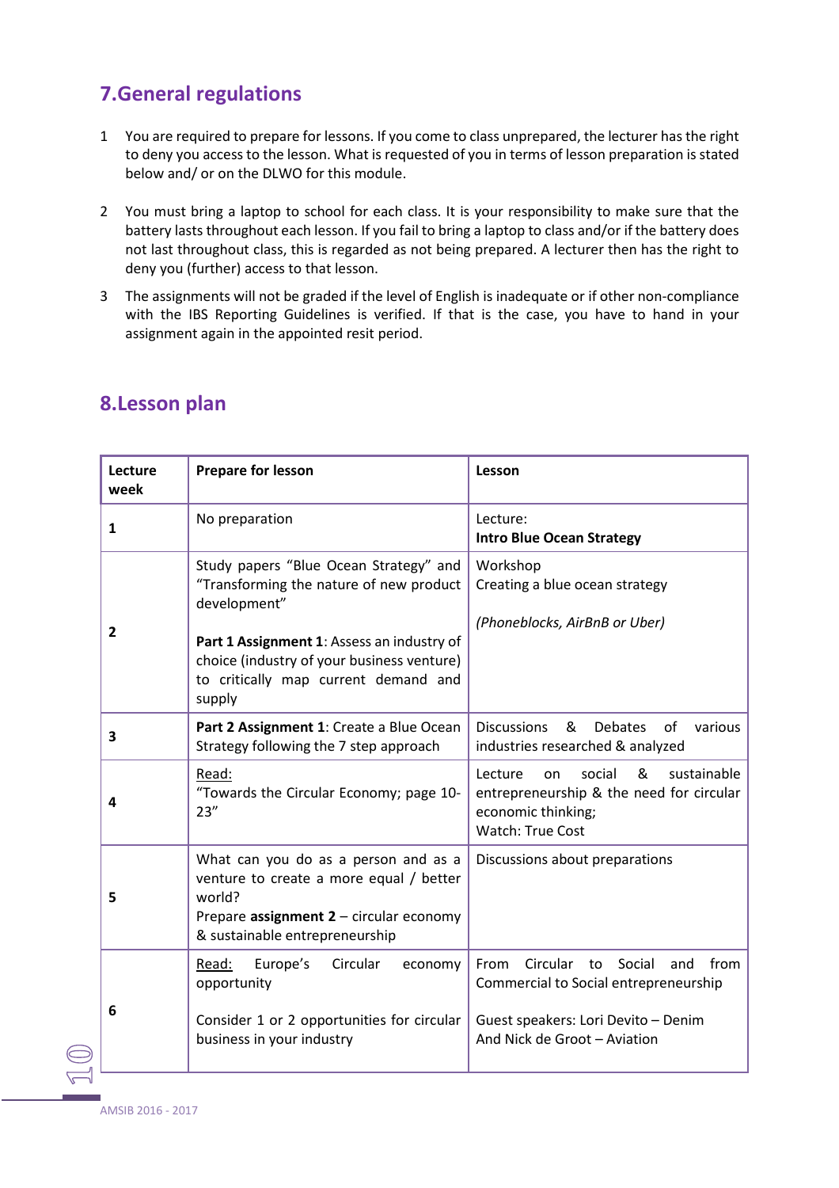## 7.General regulations

1. You are required to prepare for lessons. If you come to class unprepared, the lecturer has the right to deny you access to the lesson. What is requested of you in terms of lesson preparation is stated below and/ or on the DLWO for this module.

2. You must bring a laptop to school for each class. It is your responsibility to make sure that the battery lasts throughout each lesson. If you fail to bring a laptop to class and/or if the battery does not last throughout class, this is regarded as not being prepared. A lecturer then has the right to deny you (further) access to that lesson.

3. The assignments will not be graded if the level of English is inadequate or if other non-compliance with the IBS Reporting Guidelines is verified. If that is the case, you have to hand in your assignment again in the appointed resit period.

## 8.Lesson plan

| Lecture week | Prepare for lesson | Lesson |
|---|---|---|
| **1** | No preparation | Lecture:<br>**Intro Blue Ocean Strategy** |
| **2** | Study papers "Blue Ocean Strategy" and "Transforming the nature of new product development"<br><br>**Part 1 Assignment 1**: Assess an industry of choice (industry of your business venture) to critically map current demand and supply | Workshop<br>Creating a blue ocean strategy<br><br>*(Phoneblocks, AirBnB or Uber)* |
| **3** | **Part 2 Assignment 1**: Create a Blue Ocean Strategy following the 7 step approach | Discussions & Debates of various industries researched & analyzed |
| **4** | <u>Read:</u><br>"Towards the Circular Economy; page 10-23" | Lecture on social & sustainable entrepreneurship & the need for circular economic thinking;<br>Watch: True Cost |
| **5** | What can you do as a person and as a venture to create a more equal / better world?<br>Prepare **assignment 2** – circular economy & sustainable entrepreneurship | Discussions about preparations |
| **6** | <u>Read:</u> Europe's Circular economy opportunity<br><br>Consider 1 or 2 opportunities for circular business in your industry | From Circular to Social and from Commercial to Social entrepreneurship<br><br>Guest speakers: Lori Devito – Denim And Nick de Groot – Aviation |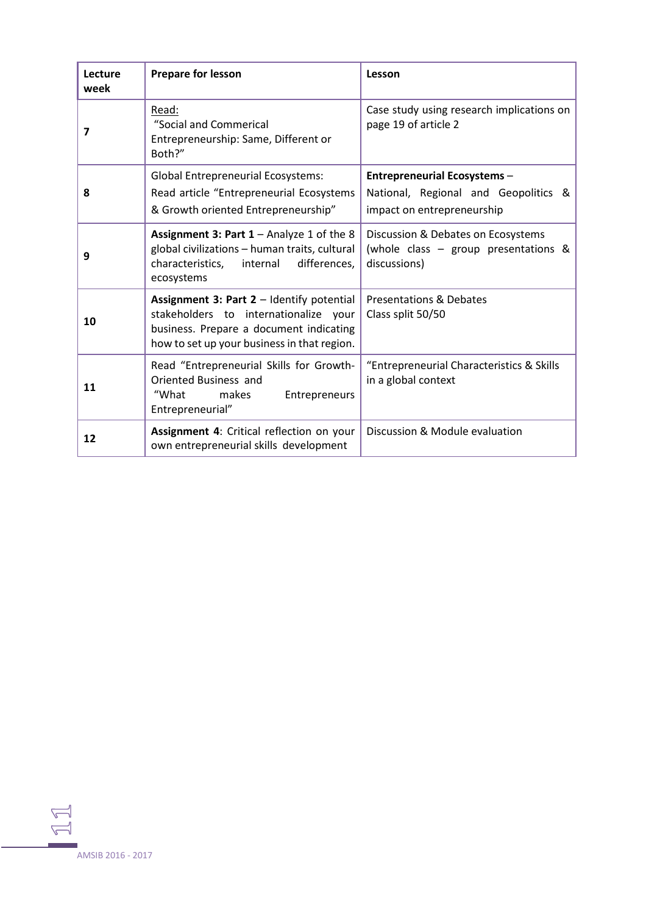| Lecture week | Prepare for lesson | Lesson |
|---|---|---|
| 7 | Read: "Social and Commerical Entrepreneurship: Same, Different or Both?" | Case study using research implications on page 19 of article 2 |
| 8 | Global Entrepreneurial Ecosystems: Read article "Entrepreneurial Ecosystems & Growth oriented Entrepreneurship" | **Entrepreneurial Ecosystems** – National, Regional and Geopolitics & impact on entrepreneurship |
| 9 | **Assignment 3: Part 1** – Analyze 1 of the 8 global civilizations – human traits, cultural characteristics, internal differences, ecosystems | Discussion & Debates on Ecosystems (whole class – group presentations & discussions) |
| 10 | **Assignment 3: Part 2** – Identify potential stakeholders to internationalize your business. Prepare a document indicating how to set up your business in that region. | Presentations & Debates Class split 50/50 |
| 11 | Read "Entrepreneurial Skills for Growth-Oriented Business and "What makes Entrepreneurs Entrepreneurial" | "Entrepreneurial Characteristics & Skills in a global context |
| 12 | **Assignment 4**: Critical reflection on your own entrepreneurial skills development | Discussion & Module evaluation |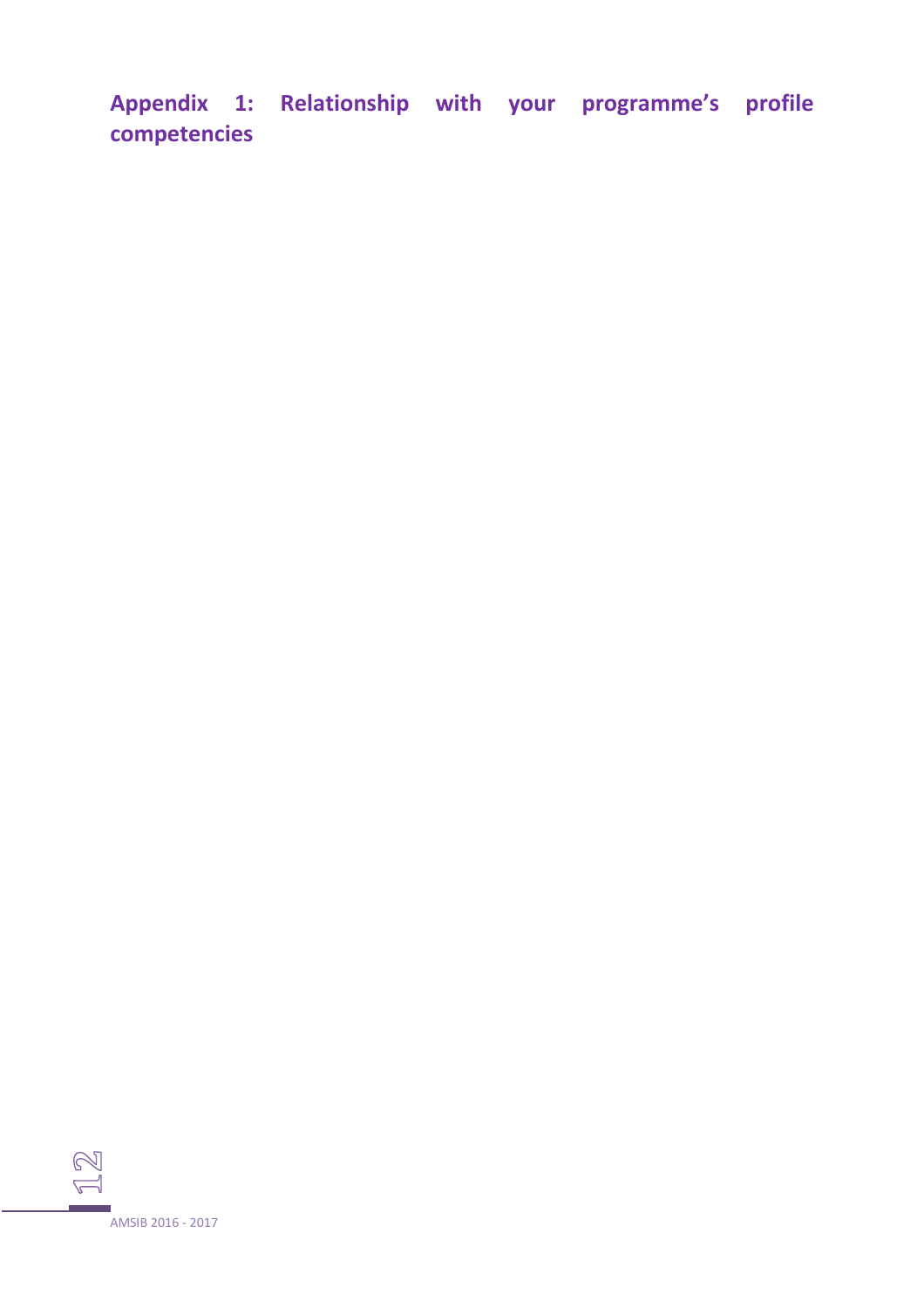# Appendix 1: Relationship with your programme's profile competencies